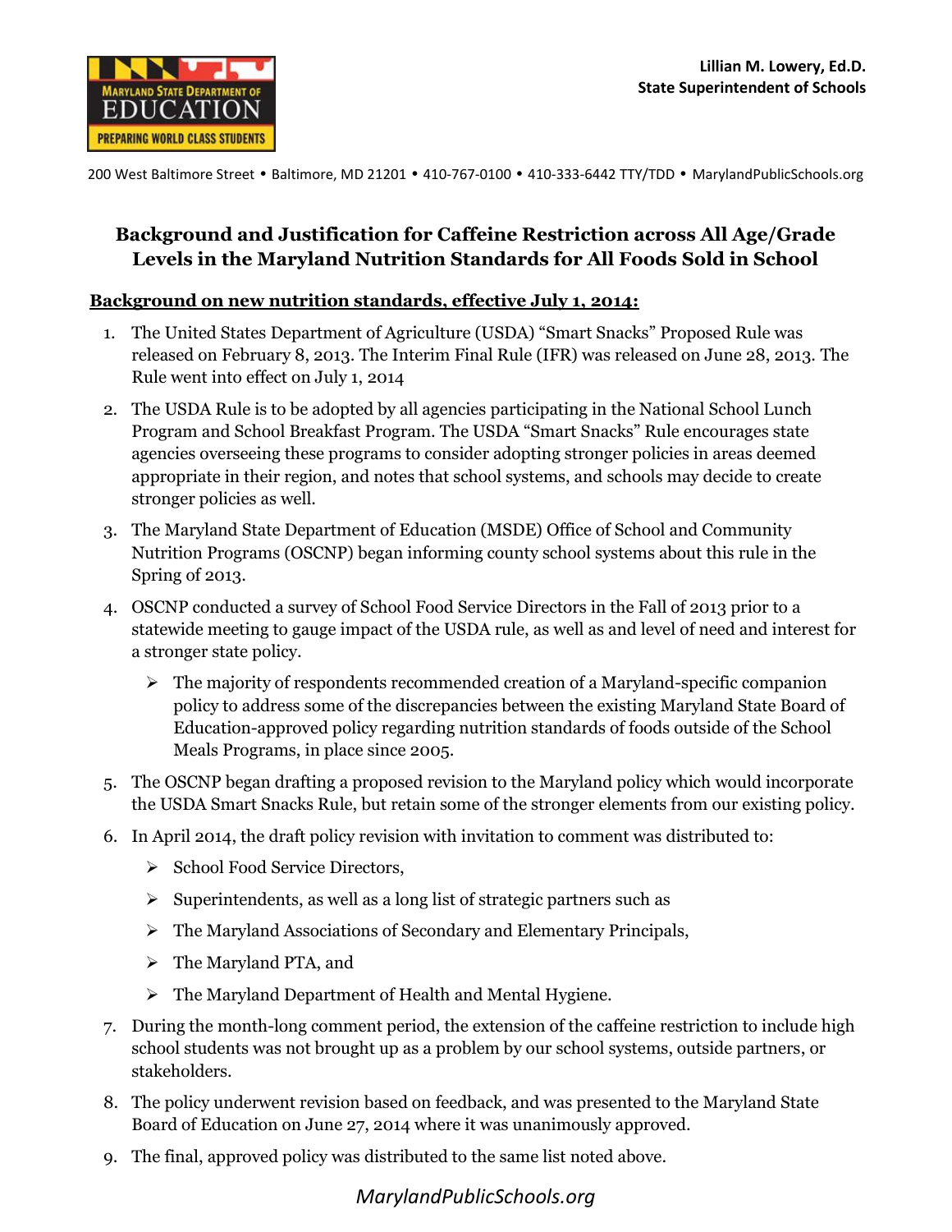Lillian M. Lowery, Ed.D.
State Superintendent of Schools

200 West Baltimore Street • Baltimore, MD 21201 • 410-767-0100 • 410-333-6442 TTY/TDD • MarylandPublicSchools.org

# Background and Justification for Caffeine Restriction across All Age/Grade Levels in the Maryland Nutrition Standards for All Foods Sold in School

## Background on new nutrition standards, effective July 1, 2014:

1. The United States Department of Agriculture (USDA) "Smart Snacks" Proposed Rule was released on February 8, 2013. The Interim Final Rule (IFR) was released on June 28, 2013. The Rule went into effect on July 1, 2014
2. The USDA Rule is to be adopted by all agencies participating in the National School Lunch Program and School Breakfast Program. The USDA "Smart Snacks" Rule encourages state agencies overseeing these programs to consider adopting stronger policies in areas deemed appropriate in their region, and notes that school systems, and schools may decide to create stronger policies as well.
3. The Maryland State Department of Education (MSDE) Office of School and Community Nutrition Programs (OSCNP) began informing county school systems about this rule in the Spring of 2013.
4. OSCNP conducted a survey of School Food Service Directors in the Fall of 2013 prior to a statewide meeting to gauge impact of the USDA rule, as well as and level of need and interest for a stronger state policy.
   - The majority of respondents recommended creation of a Maryland-specific companion policy to address some of the discrepancies between the existing Maryland State Board of Education-approved policy regarding nutrition standards of foods outside of the School Meals Programs, in place since 2005.
5. The OSCNP began drafting a proposed revision to the Maryland policy which would incorporate the USDA Smart Snacks Rule, but retain some of the stronger elements from our existing policy.
6. In April 2014, the draft policy revision with invitation to comment was distributed to:
   - School Food Service Directors,
   - Superintendents, as well as a long list of strategic partners such as
   - The Maryland Associations of Secondary and Elementary Principals,
   - The Maryland PTA, and
   - The Maryland Department of Health and Mental Hygiene.
7. During the month-long comment period, the extension of the caffeine restriction to include high school students was not brought up as a problem by our school systems, outside partners, or stakeholders.
8. The policy underwent revision based on feedback, and was presented to the Maryland State Board of Education on June 27, 2014 where it was unanimously approved.
9. The final, approved policy was distributed to the same list noted above.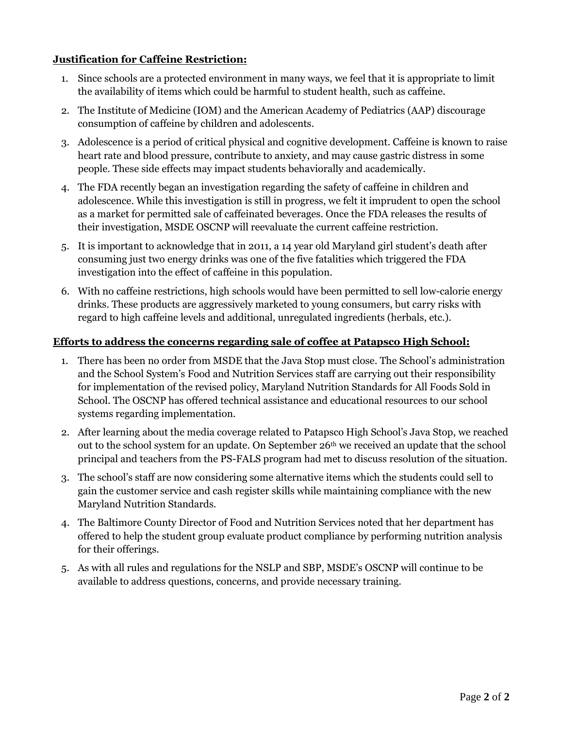**Justification for Caffeine Restriction:**

1. Since schools are a protected environment in many ways, we feel that it is appropriate to limit the availability of items which could be harmful to student health, such as caffeine.
2. The Institute of Medicine (IOM) and the American Academy of Pediatrics (AAP) discourage consumption of caffeine by children and adolescents.
3. Adolescence is a period of critical physical and cognitive development. Caffeine is known to raise heart rate and blood pressure, contribute to anxiety, and may cause gastric distress in some people. These side effects may impact students behaviorally and academically.
4. The FDA recently began an investigation regarding the safety of caffeine in children and adolescence. While this investigation is still in progress, we felt it imprudent to open the school as a market for permitted sale of caffeinated beverages. Once the FDA releases the results of their investigation, MSDE OSCNP will reevaluate the current caffeine restriction.
5. It is important to acknowledge that in 2011, a 14 year old Maryland girl student's death after consuming just two energy drinks was one of the five fatalities which triggered the FDA investigation into the effect of caffeine in this population.
6. With no caffeine restrictions, high schools would have been permitted to sell low-calorie energy drinks. These products are aggressively marketed to young consumers, but carry risks with regard to high caffeine levels and additional, unregulated ingredients (herbals, etc.).

**Efforts to address the concerns regarding sale of coffee at Patapsco High School:**

1. There has been no order from MSDE that the Java Stop must close. The School's administration and the School System's Food and Nutrition Services staff are carrying out their responsibility for implementation of the revised policy, Maryland Nutrition Standards for All Foods Sold in School. The OSCNP has offered technical assistance and educational resources to our school systems regarding implementation.
2. After learning about the media coverage related to Patapsco High School's Java Stop, we reached out to the school system for an update. On September 26th we received an update that the school principal and teachers from the PS-FALS program had met to discuss resolution of the situation.
3. The school's staff are now considering some alternative items which the students could sell to gain the customer service and cash register skills while maintaining compliance with the new Maryland Nutrition Standards.
4. The Baltimore County Director of Food and Nutrition Services noted that her department has offered to help the student group evaluate product compliance by performing nutrition analysis for their offerings.
5. As with all rules and regulations for the NSLP and SBP, MSDE's OSCNP will continue to be available to address questions, concerns, and provide necessary training.